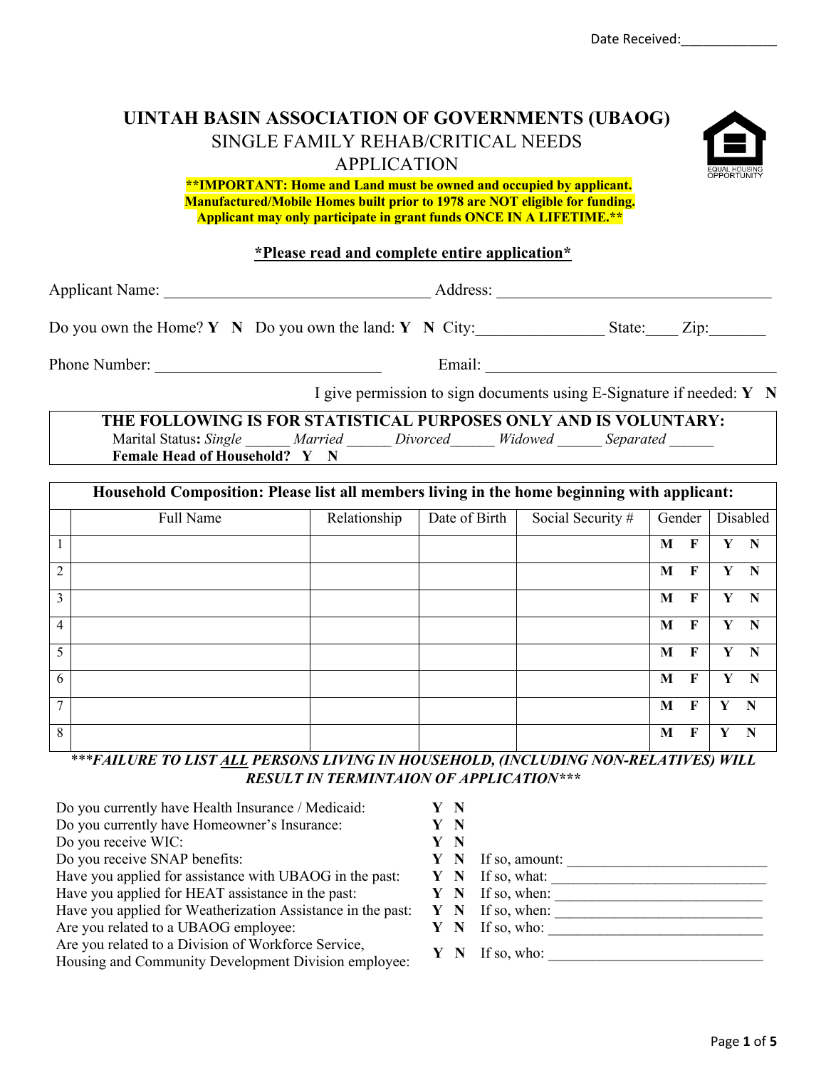Date Received:_____________

# UINTAH BASIN ASSOCIATION OF GOVERNMENTS (UBAOG)

## SINGLE FAMILY REHAB/CRITICAL NEEDS APPLICATION

EQUAL HOUSING OPPORTUNITY

**\*\*IMPORTANT: Home and Land must be owned and occupied by applicant. Manufactured/Mobile Homes built prior to 1978 are NOT eligible for funding. Applicant may only participate in grant funds ONCE IN A LIFETIME.\*\***

**\*Please read and complete entire application\***

Applicant Name: _________________________________ Address: __________________________________

Do you own the Home? **Y N** Do you own the land: **Y N** City:_______________ State:____ Zip:_______

Phone Number: ____________________________ Email: ____________________________________

I give permission to sign documents using E-Signature if needed: **Y N**

**THE FOLLOWING IS FOR STATISTICAL PURPOSES ONLY AND IS VOLUNTARY:**

Marital Status**:** *Single* ______ *Married* ______ *Divorced*______ *Widowed* ______ *Separated* ______

**Female Head of Household? Y N**

**Household Composition: Please list all members living in the home beginning with applicant:**

| | Full Name | Relationship | Date of Birth | Social Security # | Gender | Disabled |
|---|---|---|---|---|---|---|
| 1 | | | | | **M F** | **Y N** |
| 2 | | | | | **M F** | **Y N** |
| 3 | | | | | **M F** | **Y N** |
| 4 | | | | | **M F** | **Y N** |
| 5 | | | | | **M F** | **Y N** |
| 6 | | | | | **M F** | **Y N** |
| 7 | | | | | **M F** | **Y N** |
| 8 | | | | | **M F** | **Y N** |

***\*\*\*FAILURE TO LIST ALL PERSONS LIVING IN HOUSEHOLD, (INCLUDING NON-RELATIVES) WILL RESULT IN TERMINTAION OF APPLICATION\*\*\****

Do you currently have Health Insurance / Medicaid: **Y N**

Do you currently have Homeowner's Insurance: **Y N**

Do you receive WIC: **Y N**

Do you receive SNAP benefits: **Y N** If so, amount: ___________________________

Have you applied for assistance with UBAOG in the past: **Y N** If so, what: ____________________________

Have you applied for HEAT assistance in the past: **Y N** If so, when: ____________________________

Have you applied for Weatherization Assistance in the past: **Y N** If so, when: ____________________________

Are you related to a UBAOG employee: **Y N** If so, who: ____________________________

Are you related to a Division of Workforce Service, Housing and Community Development Division employee: **Y N** If so, who: ____________________________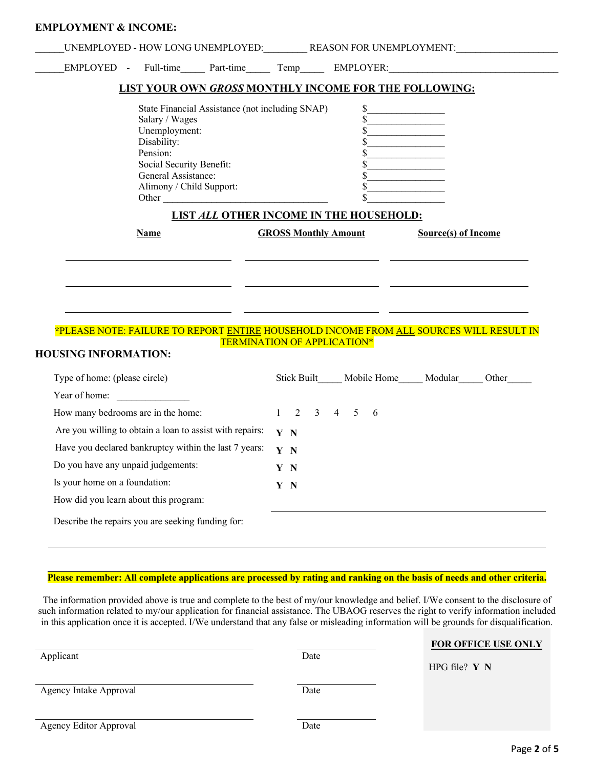## EMPLOYMENT & INCOME:

______UNEMPLOYED - HOW LONG UNEMPLOYED:_________ REASON FOR UNEMPLOYMENT:_____________________

______EMPLOYED - Full-time_____ Part-time_____ Temp_____ EMPLOYER:___________________________________

### LIST YOUR OWN *GROSS* MONTHLY INCOME FOR THE FOLLOWING:

| | |
|---|---|
| State Financial Assistance (not including SNAP) | $________________ |
| Salary / Wages | $________________ |
| Unemployment: | $________________ |
| Disability: | $________________ |
| Pension: | $________________ |
| Social Security Benefit: | $________________ |
| General Assistance: | $________________ |
| Alimony / Child Support: | $________________ |
| Other __________________________________ | $________________ |

### LIST *ALL* OTHER INCOME IN THE HOUSEHOLD:

| Name | GROSS Monthly Amount | Source(s) of Income |
|---|---|---|
| | | |
| | | |
| | | |

*PLEASE NOTE: FAILURE TO REPORT ENTIRE HOUSEHOLD INCOME FROM ALL SOURCES WILL RESULT IN TERMINATION OF APPLICATION*

## HOUSING INFORMATION:

Type of home: (please circle) Stick Built_____ Mobile Home_____ Modular_____ Other_____

Year of home: _______________

How many bedrooms are in the home: 1 2 3 4 5 6

Are you willing to obtain a loan to assist with repairs: **Y N**

Have you declared bankruptcy within the last 7 years: **Y N**

Do you have any unpaid judgements: **Y N**

Is your home on a foundation: **Y N**

How did you learn about this program: ________________________________________

Describe the repairs you are seeking funding for:

______________________________________________________________________________

**Please remember: All complete applications are processed by rating and ranking on the basis of needs and other criteria.**

The information provided above is true and complete to the best of my/our knowledge and belief. I/We consent to the disclosure of such information related to my/our application for financial assistance. The UBAOG reserves the right to verify information included in this application once it is accepted. I/We understand that any false or misleading information will be grounds for disqualification.

______________________________ ______________
Applicant Date

______________________________ ______________
Agency Intake Approval Date

______________________________ ______________
Agency Editor Approval Date

**FOR OFFICE USE ONLY**

HPG file? **Y N**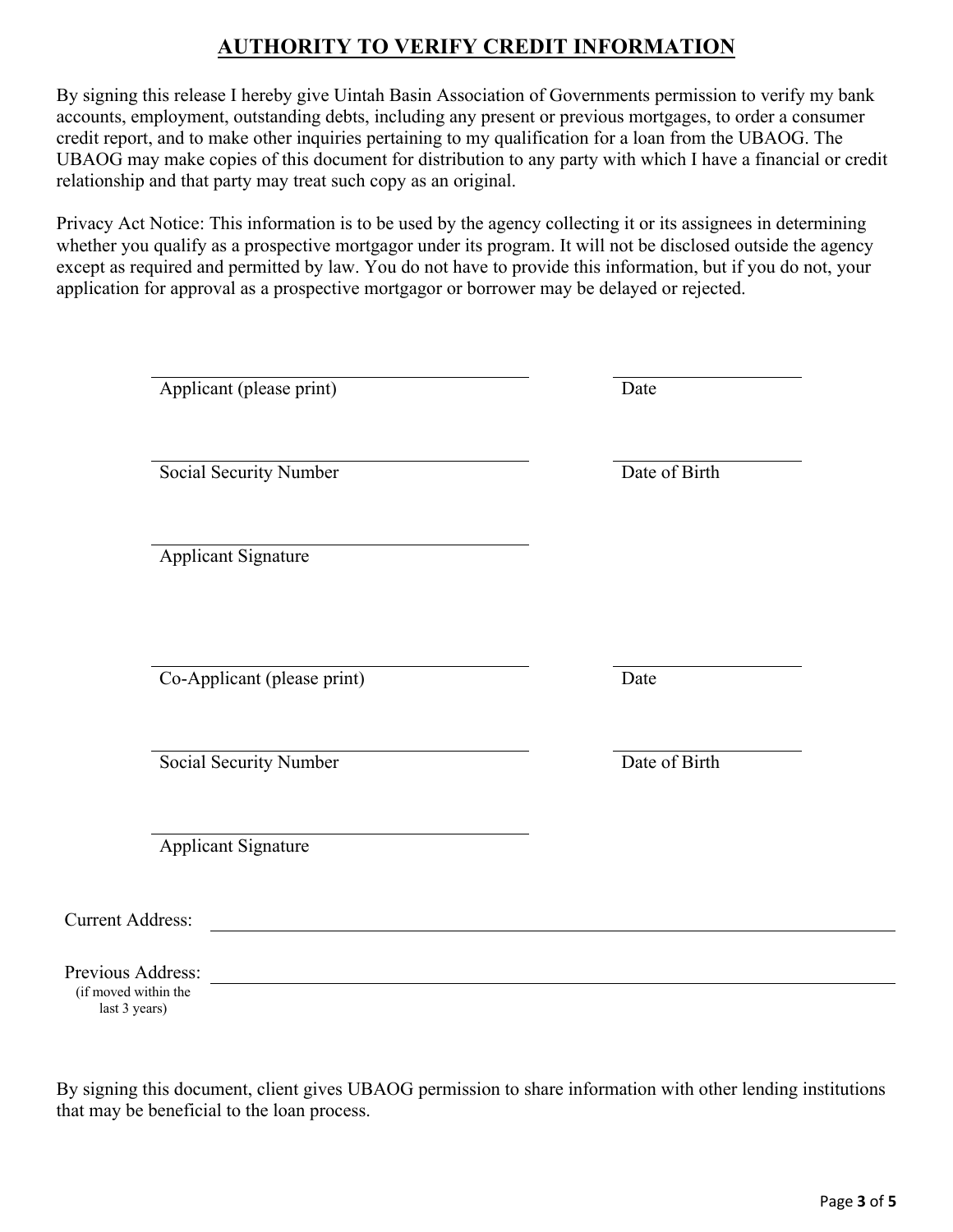# AUTHORITY TO VERIFY CREDIT INFORMATION

By signing this release I hereby give Uintah Basin Association of Governments permission to verify my bank accounts, employment, outstanding debts, including any present or previous mortgages, to order a consumer credit report, and to make other inquiries pertaining to my qualification for a loan from the UBAOG. The UBAOG may make copies of this document for distribution to any party with which I have a financial or credit relationship and that party may treat such copy as an original.

Privacy Act Notice: This information is to be used by the agency collecting it or its assignees in determining whether you qualify as a prospective mortgagor under its program. It will not be disclosed outside the agency except as required and permitted by law. You do not have to provide this information, but if you do not, your application for approval as a prospective mortgagor or borrower may be delayed or rejected.

_______________________________ ______________
Applicant (please print) Date

_______________________________ ______________
Social Security Number Date of Birth

_______________________________
Applicant Signature

_______________________________ ______________
Co-Applicant (please print) Date

_______________________________ ______________
Social Security Number Date of Birth

_______________________________
Applicant Signature

Current Address: _______________________________________________

Previous Address: _______________________________________________
(if moved within the last 3 years)

By signing this document, client gives UBAOG permission to share information with other lending institutions that may be beneficial to the loan process.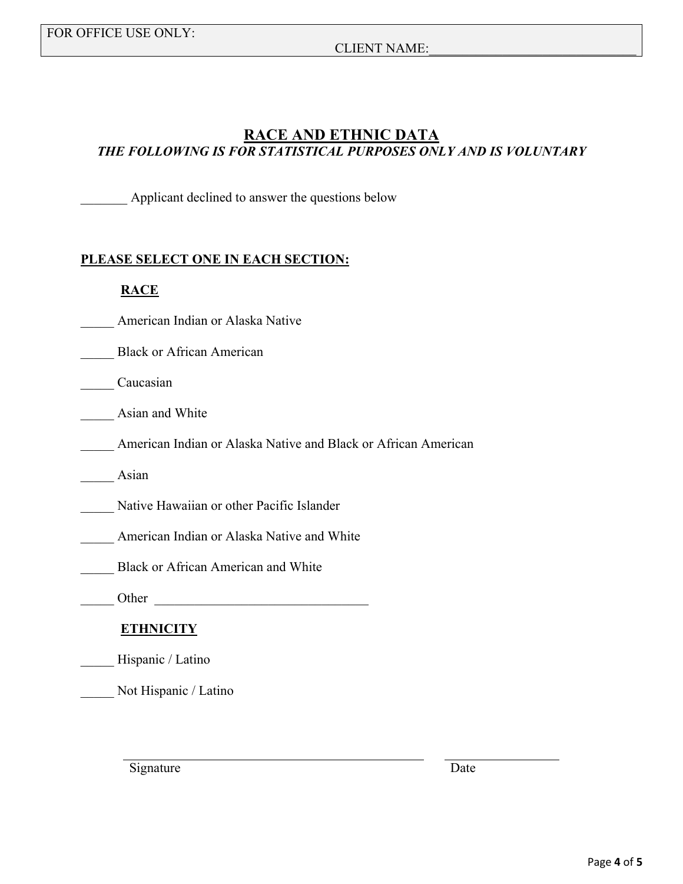FOR OFFICE USE ONLY:

CLIENT NAME:______________________________

## RACE AND ETHNIC DATA

***THE FOLLOWING IS FOR STATISTICAL PURPOSES ONLY AND IS VOLUNTARY***

_______ Applicant declined to answer the questions below

**PLEASE SELECT ONE IN EACH SECTION:**

**RACE**

_____ American Indian or Alaska Native

_____ Black or African American

_____ Caucasian

_____ Asian and White

_____ American Indian or Alaska Native and Black or African American

_____ Asian

_____ Native Hawaiian or other Pacific Islander

_____ American Indian or Alaska Native and White

_____ Black or African American and White

_____ Other ________________________________

**ETHNICITY**

_____ Hispanic / Latino

_____ Not Hispanic / Latino

_____________________________________________ _________________

Signature Date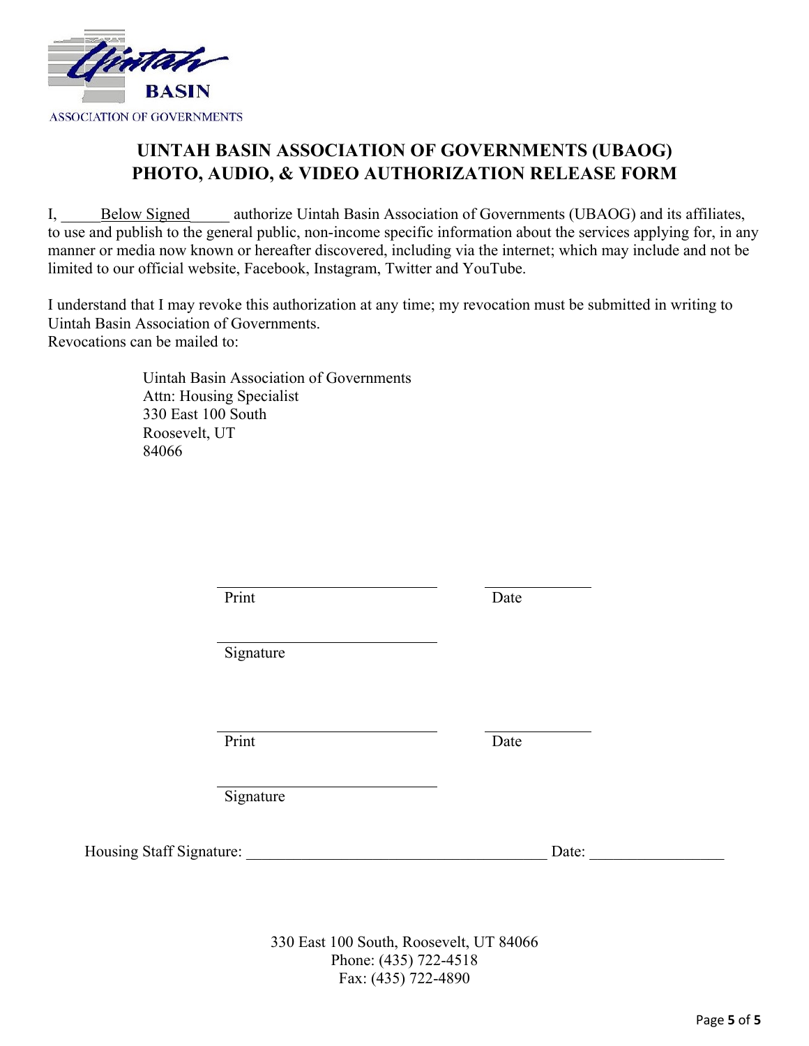Uintah BASIN ASSOCIATION OF GOVERNMENTS

## UINTAH BASIN ASSOCIATION OF GOVERNMENTS (UBAOG)
## PHOTO, AUDIO, & VIDEO AUTHORIZATION RELEASE FORM

I, _____Below Signed_____ authorize Uintah Basin Association of Governments (UBAOG) and its affiliates, to use and publish to the general public, non-income specific information about the services applying for, in any manner or media now known or hereafter discovered, including via the internet; which may include and not be limited to our official website, Facebook, Instagram, Twitter and YouTube.

I understand that I may revoke this authorization at any time; my revocation must be submitted in writing to Uintah Basin Association of Governments.
Revocations can be mailed to:

Uintah Basin Association of Governments
Attn: Housing Specialist
330 East 100 South
Roosevelt, UT
84066

____________________________ ______________
Print Date

____________________________
Signature

____________________________ ______________
Print Date

____________________________
Signature

Housing Staff Signature: ____________________________________ Date: _______________

330 East 100 South, Roosevelt, UT 84066
Phone: (435) 722-4518
Fax: (435) 722-4890